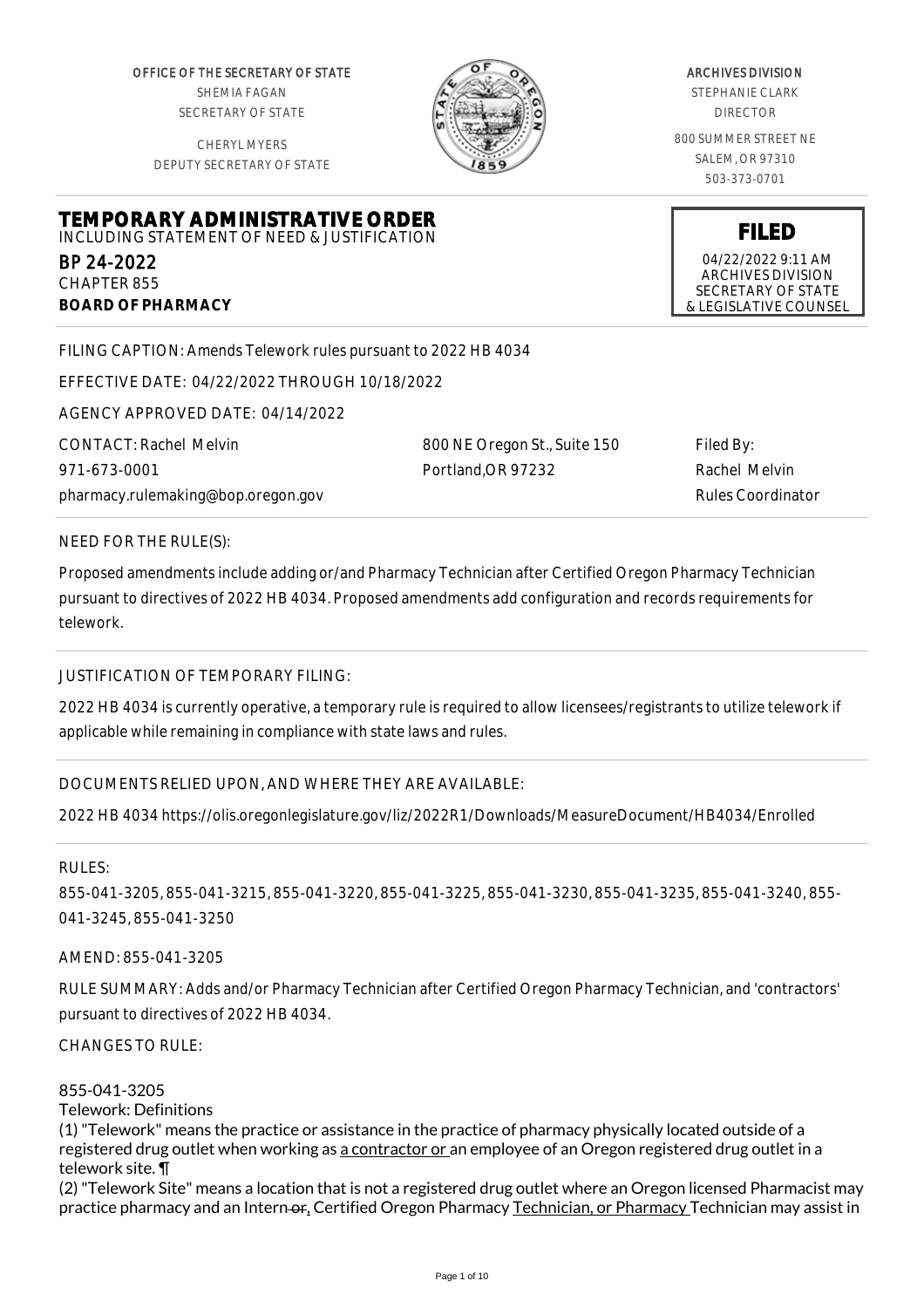OFFICE OF THE SECRETARY OF STATE
SHEMIA FAGAN
SECRETARY OF STATE

CHERYL MYERS
DEPUTY SECRETARY OF STATE

ARCHIVES DIVISION
STEPHANIE CLARK
DIRECTOR

800 SUMMER STREET NE
SALEM, OR 97310
503-373-0701

# TEMPORARY ADMINISTRATIVE ORDER

INCLUDING STATEMENT OF NEED & JUSTIFICATION

BP 24-2022
CHAPTER 855
**BOARD OF PHARMACY**

**FILED**
04/22/2022 9:11 AM
ARCHIVES DIVISION
SECRETARY OF STATE
& LEGISLATIVE COUNSEL

FILING CAPTION: Amends Telework rules pursuant to 2022 HB 4034

EFFECTIVE DATE: 04/22/2022 THROUGH 10/18/2022

AGENCY APPROVED DATE: 04/14/2022

CONTACT: Rachel Melvin
971-673-0001
pharmacy.rulemaking@bop.oregon.gov

800 NE Oregon St., Suite 150
Portland,OR 97232

Filed By:
Rachel Melvin
Rules Coordinator

NEED FOR THE RULE(S):

Proposed amendments include adding or/and Pharmacy Technician after Certified Oregon Pharmacy Technician pursuant to directives of 2022 HB 4034. Proposed amendments add configuration and records requirements for telework.

JUSTIFICATION OF TEMPORARY FILING:

2022 HB 4034 is currently operative, a temporary rule is required to allow licensees/registrants to utilize telework if applicable while remaining in compliance with state laws and rules.

DOCUMENTS RELIED UPON, AND WHERE THEY ARE AVAILABLE:

2022 HB 4034 https://olis.oregonlegislature.gov/liz/2022R1/Downloads/MeasureDocument/HB4034/Enrolled

RULES:

855-041-3205, 855-041-3215, 855-041-3220, 855-041-3225, 855-041-3230, 855-041-3235, 855-041-3240, 855-041-3245, 855-041-3250

AMEND: 855-041-3205

RULE SUMMARY: Adds and/or Pharmacy Technician after Certified Oregon Pharmacy Technician, and 'contractors' pursuant to directives of 2022 HB 4034.

CHANGES TO RULE:

855-041-3205
Telework: Definitions
(1) "Telework" means the practice or assistance in the practice of pharmacy physically located outside of a registered drug outlet when working as a contractor or an employee of an Oregon registered drug outlet in a telework site. ¶
(2) "Telework Site" means a location that is not a registered drug outlet where an Oregon licensed Pharmacist may practice pharmacy and an Intern or, Certified Oregon Pharmacy Technician, or Pharmacy Technician may assist in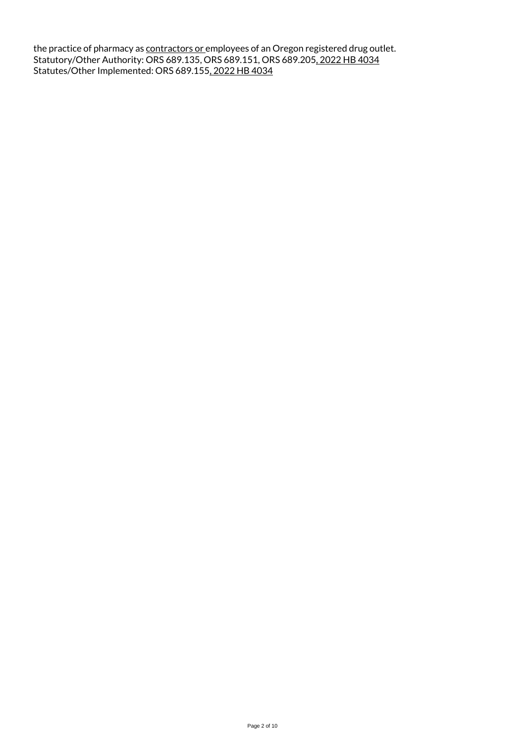the practice of pharmacy as <u>contractors or </u>employees of an Oregon registered drug outlet.
Statutory/Other Authority: ORS 689.135, ORS 689.151, ORS 689.205<u>, 2022 HB 4034</u>
Statutes/Other Implemented: ORS 689.155<u>, 2022 HB 4034</u>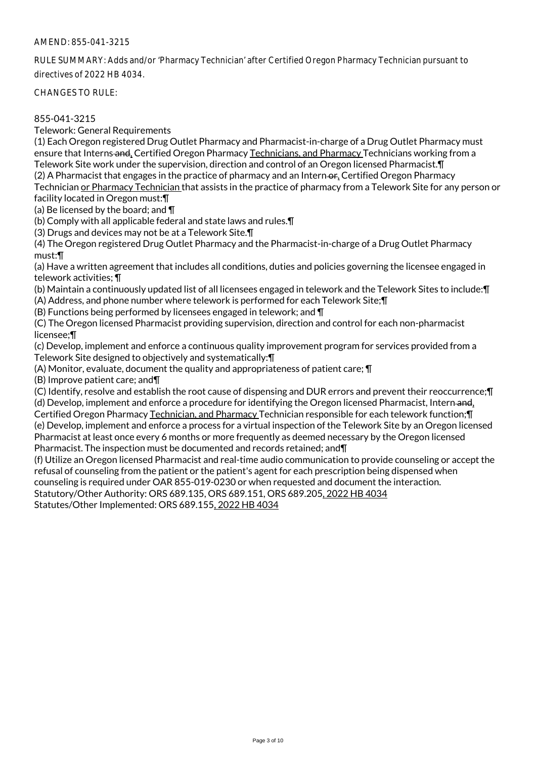AMEND: 855-041-3215

RULE SUMMARY: Adds and/or 'Pharmacy Technician' after Certified Oregon Pharmacy Technician pursuant to directives of 2022 HB 4034.

CHANGES TO RULE:

855-041-3215
Telework: General Requirements
(1) Each Oregon registered Drug Outlet Pharmacy and Pharmacist-in-charge of a Drug Outlet Pharmacy must ensure that Interns ~~and~~, Certified Oregon Pharmacy Technicians, and Pharmacy Technicians working from a Telework Site work under the supervision, direction and control of an Oregon licensed Pharmacist.¶
(2) A Pharmacist that engages in the practice of pharmacy and an Intern ~~or~~, Certified Oregon Pharmacy Technician or Pharmacy Technician that assists in the practice of pharmacy from a Telework Site for any person or facility located in Oregon must:¶
(a) Be licensed by the board; and ¶
(b) Comply with all applicable federal and state laws and rules.¶
(3) Drugs and devices may not be at a Telework Site.¶
(4) The Oregon registered Drug Outlet Pharmacy and the Pharmacist-in-charge of a Drug Outlet Pharmacy must:¶
(a) Have a written agreement that includes all conditions, duties and policies governing the licensee engaged in telework activities; ¶
(b) Maintain a continuously updated list of all licensees engaged in telework and the Telework Sites to include:¶
(A) Address, and phone number where telework is performed for each Telework Site;¶
(B) Functions being performed by licensees engaged in telework; and ¶
(C) The Oregon licensed Pharmacist providing supervision, direction and control for each non-pharmacist licensee;¶
(c) Develop, implement and enforce a continuous quality improvement program for services provided from a Telework Site designed to objectively and systematically:¶
(A) Monitor, evaluate, document the quality and appropriateness of patient care; ¶
(B) Improve patient care; and¶
(C) Identify, resolve and establish the root cause of dispensing and DUR errors and prevent their reoccurrence;¶
(d) Develop, implement and enforce a procedure for identifying the Oregon licensed Pharmacist, Intern ~~and~~, Certified Oregon Pharmacy Technician, and Pharmacy Technician responsible for each telework function;¶
(e) Develop, implement and enforce a process for a virtual inspection of the Telework Site by an Oregon licensed Pharmacist at least once every 6 months or more frequently as deemed necessary by the Oregon licensed Pharmacist. The inspection must be documented and records retained; and¶
(f) Utilize an Oregon licensed Pharmacist and real-time audio communication to provide counseling or accept the refusal of counseling from the patient or the patient's agent for each prescription being dispensed when counseling is required under OAR 855-019-0230 or when requested and document the interaction.
Statutory/Other Authority: ORS 689.135, ORS 689.151, ORS 689.205, 2022 HB 4034
Statutes/Other Implemented: ORS 689.155, 2022 HB 4034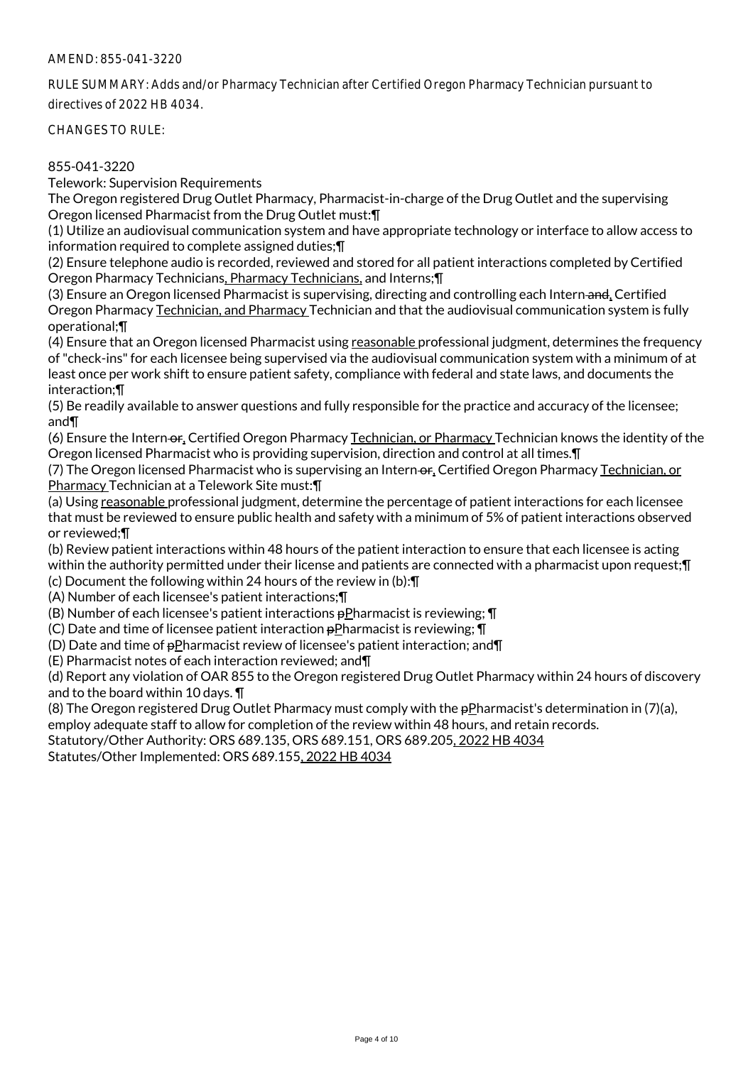AMEND: 855-041-3220

RULE SUMMARY: Adds and/or Pharmacy Technician after Certified Oregon Pharmacy Technician pursuant to directives of 2022 HB 4034.

CHANGES TO RULE:

855-041-3220

Telework: Supervision Requirements

The Oregon registered Drug Outlet Pharmacy, Pharmacist-in-charge of the Drug Outlet and the supervising Oregon licensed Pharmacist from the Drug Outlet must:¶

(1) Utilize an audiovisual communication system and have appropriate technology or interface to allow access to information required to complete assigned duties;¶

(2) Ensure telephone audio is recorded, reviewed and stored for all patient interactions completed by Certified Oregon Pharmacy Technicians, Pharmacy Technicians, and Interns;¶

(3) Ensure an Oregon licensed Pharmacist is supervising, directing and controlling each Intern ~~and~~, Certified Oregon Pharmacy Technician, and Pharmacy Technician and that the audiovisual communication system is fully operational;¶

(4) Ensure that an Oregon licensed Pharmacist using reasonable professional judgment, determines the frequency of "check-ins" for each licensee being supervised via the audiovisual communication system with a minimum of at least once per work shift to ensure patient safety, compliance with federal and state laws, and documents the interaction;¶

(5) Be readily available to answer questions and fully responsible for the practice and accuracy of the licensee; and¶

(6) Ensure the Intern ~~or~~, Certified Oregon Pharmacy Technician, or Pharmacy Technician knows the identity of the Oregon licensed Pharmacist who is providing supervision, direction and control at all times.¶

(7) The Oregon licensed Pharmacist who is supervising an Intern ~~or~~, Certified Oregon Pharmacy Technician, or Pharmacy Technician at a Telework Site must:¶

(a) Using reasonable professional judgment, determine the percentage of patient interactions for each licensee that must be reviewed to ensure public health and safety with a minimum of 5% of patient interactions observed or reviewed;¶

(b) Review patient interactions within 48 hours of the patient interaction to ensure that each licensee is acting within the authority permitted under their license and patients are connected with a pharmacist upon request;¶

(c) Document the following within 24 hours of the review in (b):¶

(A) Number of each licensee's patient interactions;¶

(B) Number of each licensee's patient interactions ~~p~~Pharmacist is reviewing; ¶

(C) Date and time of licensee patient interaction ~~p~~Pharmacist is reviewing; ¶

(D) Date and time of ~~p~~Pharmacist review of licensee's patient interaction; and¶

(E) Pharmacist notes of each interaction reviewed; and¶

(d) Report any violation of OAR 855 to the Oregon registered Drug Outlet Pharmacy within 24 hours of discovery and to the board within 10 days. ¶

(8) The Oregon registered Drug Outlet Pharmacy must comply with the ~~p~~Pharmacist's determination in (7)(a), employ adequate staff to allow for completion of the review within 48 hours, and retain records.

Statutory/Other Authority: ORS 689.135, ORS 689.151, ORS 689.205, 2022 HB 4034

Statutes/Other Implemented: ORS 689.155, 2022 HB 4034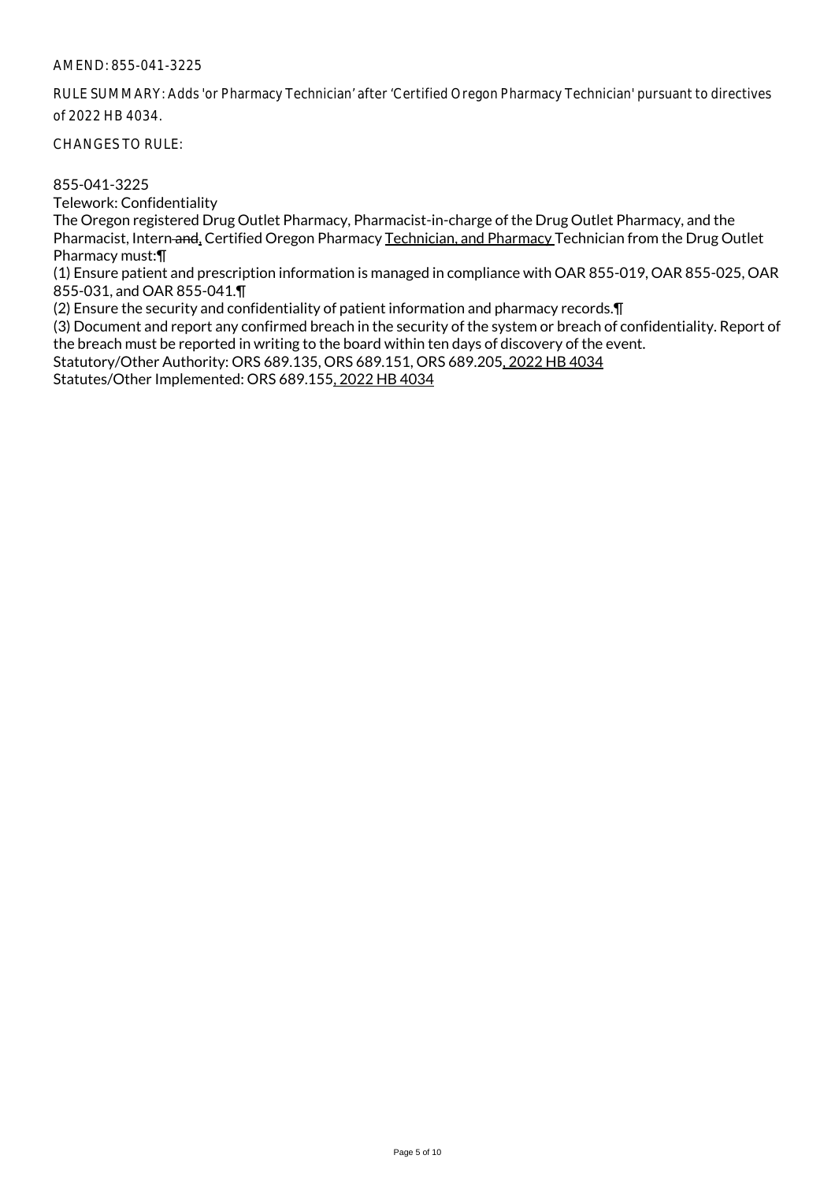AMEND: 855-041-3225

RULE SUMMARY: Adds 'or Pharmacy Technician' after 'Certified Oregon Pharmacy Technician' pursuant to directives of 2022 HB 4034.

CHANGES TO RULE:

855-041-3225
Telework: Confidentiality
The Oregon registered Drug Outlet Pharmacy, Pharmacist-in-charge of the Drug Outlet Pharmacy, and the Pharmacist, Intern ~~and~~, Certified Oregon Pharmacy Technician, and Pharmacy Technician from the Drug Outlet Pharmacy must:¶
(1) Ensure patient and prescription information is managed in compliance with OAR 855-019, OAR 855-025, OAR 855-031, and OAR 855-041.¶
(2) Ensure the security and confidentiality of patient information and pharmacy records.¶
(3) Document and report any confirmed breach in the security of the system or breach of confidentiality. Report of the breach must be reported in writing to the board within ten days of discovery of the event.
Statutory/Other Authority: ORS 689.135, ORS 689.151, ORS 689.205, 2022 HB 4034
Statutes/Other Implemented: ORS 689.155, 2022 HB 4034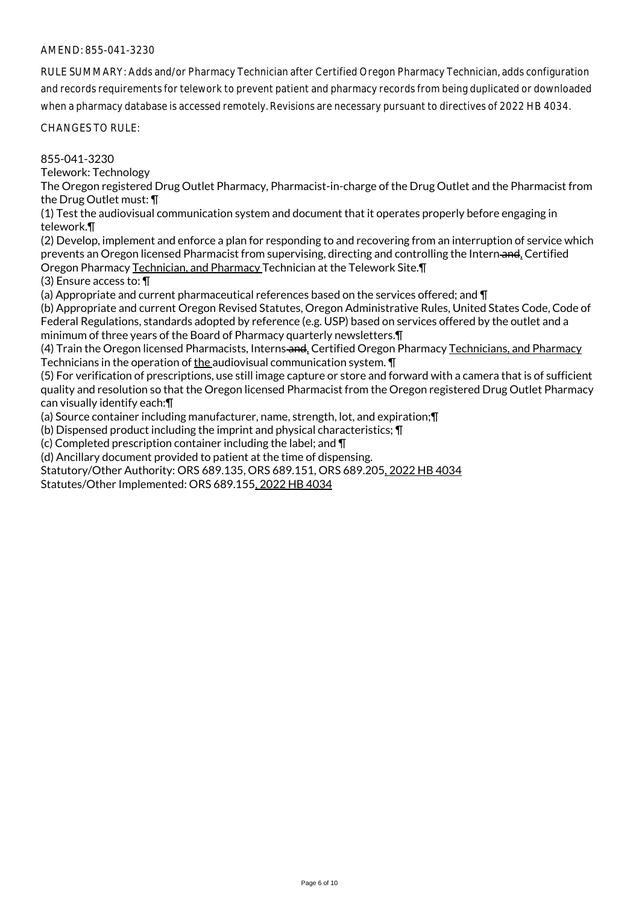AMEND: 855-041-3230

RULE SUMMARY: Adds and/or Pharmacy Technician after Certified Oregon Pharmacy Technician, adds configuration and records requirements for telework to prevent patient and pharmacy records from being duplicated or downloaded when a pharmacy database is accessed remotely. Revisions are necessary pursuant to directives of 2022 HB 4034.

CHANGES TO RULE:

855-041-3230
Telework: Technology

The Oregon registered Drug Outlet Pharmacy, Pharmacist-in-charge of the Drug Outlet and the Pharmacist from the Drug Outlet must: ¶

(1) Test the audiovisual communication system and document that it operates properly before engaging in telework.¶

(2) Develop, implement and enforce a plan for responding to and recovering from an interruption of service which prevents an Oregon licensed Pharmacist from supervising, directing and controlling the Intern ~~and~~, Certified Oregon Pharmacy Technician, and Pharmacy Technician at the Telework Site.¶

(3) Ensure access to: ¶

(a) Appropriate and current pharmaceutical references based on the services offered; and ¶

(b) Appropriate and current Oregon Revised Statutes, Oregon Administrative Rules, United States Code, Code of Federal Regulations, standards adopted by reference (e.g. USP) based on services offered by the outlet and a minimum of three years of the Board of Pharmacy quarterly newsletters.¶

(4) Train the Oregon licensed Pharmacists, Interns ~~and~~, Certified Oregon Pharmacy Technicians, and Pharmacy Technicians in the operation of the audiovisual communication system. ¶

(5) For verification of prescriptions, use still image capture or store and forward with a camera that is of sufficient quality and resolution so that the Oregon licensed Pharmacist from the Oregon registered Drug Outlet Pharmacy can visually identify each:¶

(a) Source container including manufacturer, name, strength, lot, and expiration;¶

(b) Dispensed product including the imprint and physical characteristics; ¶

(c) Completed prescription container including the label; and ¶

(d) Ancillary document provided to patient at the time of dispensing.

Statutory/Other Authority: ORS 689.135, ORS 689.151, ORS 689.205, 2022 HB 4034

Statutes/Other Implemented: ORS 689.155, 2022 HB 4034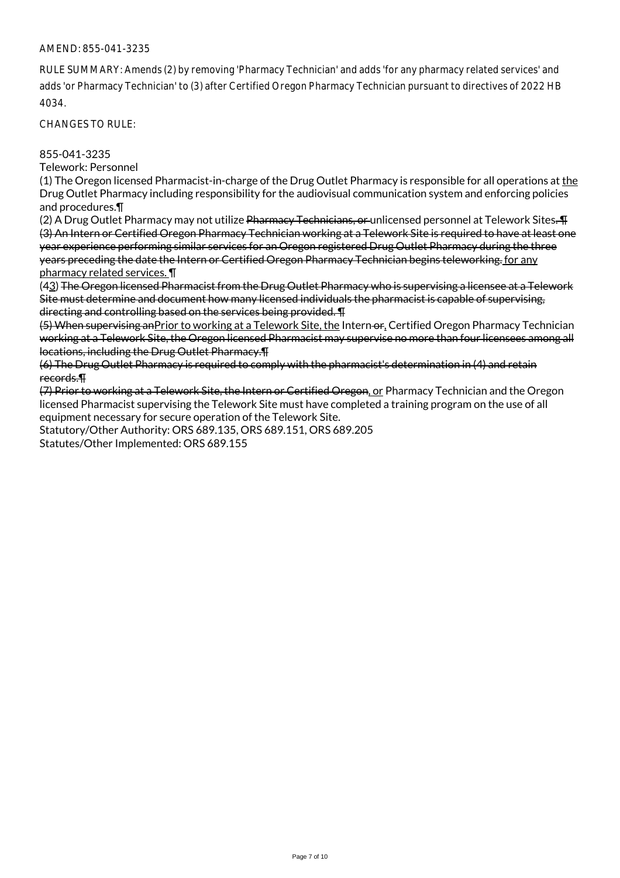AMEND: 855-041-3235

RULE SUMMARY: Amends (2) by removing 'Pharmacy Technician' and adds 'for any pharmacy related services' and adds 'or Pharmacy Technician' to (3) after Certified Oregon Pharmacy Technician pursuant to directives of 2022 HB 4034.

CHANGES TO RULE:

855-041-3235
Telework: Personnel

(1) The Oregon licensed Pharmacist-in-charge of the Drug Outlet Pharmacy is responsible for all operations at <u>the</u> Drug Outlet Pharmacy including responsibility for the audiovisual communication system and enforcing policies and procedures.¶

(2) A Drug Outlet Pharmacy may not utilize ~~Pharmacy Technicians, or~~ unlicensed personnel at Telework Sites~~. ¶~~
~~(3) An Intern or Certified Oregon Pharmacy Technician working at a Telework Site is required to have at least one year experience performing similar services for an Oregon registered Drug Outlet Pharmacy during the three years preceding the date the Intern or Certified Oregon Pharmacy Technician begins teleworking.~~ <u>for any pharmacy related services.</u> ¶

(~~4~~<u>3</u>) ~~The Oregon licensed Pharmacist from the Drug Outlet Pharmacy who is supervising a licensee at a Telework Site must determine and document how many licensed individuals the pharmacist is capable of supervising, directing and controlling based on the services being provided. ¶~~
~~(5) When supervising an~~<u>Prior to working at a Telework Site, the</u> Intern ~~or~~<u>,</u> Certified Oregon Pharmacy Technician ~~working at a Telework Site, the Oregon licensed Pharmacist may supervise no more than four licensees among all locations, including the Drug Outlet Pharmacy.¶~~
~~(6) The Drug Outlet Pharmacy is required to comply with the pharmacist's determination in (4) and retain records.¶~~
~~(7) Prior to working at a Telework Site, the Intern or Certified Oregon~~<u>, or</u> Pharmacy Technician and the Oregon licensed Pharmacist supervising the Telework Site must have completed a training program on the use of all equipment necessary for secure operation of the Telework Site.

Statutory/Other Authority: ORS 689.135, ORS 689.151, ORS 689.205
Statutes/Other Implemented: ORS 689.155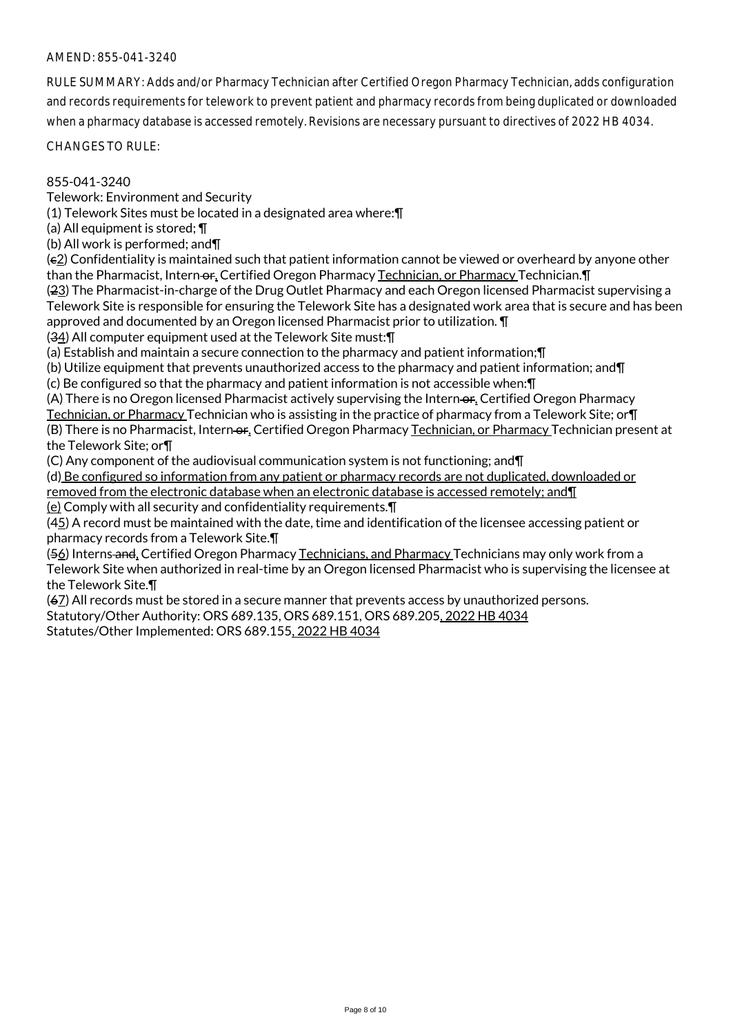AMEND: 855-041-3240

RULE SUMMARY: Adds and/or Pharmacy Technician after Certified Oregon Pharmacy Technician, adds configuration and records requirements for telework to prevent patient and pharmacy records from being duplicated or downloaded when a pharmacy database is accessed remotely. Revisions are necessary pursuant to directives of 2022 HB 4034.

CHANGES TO RULE:

855-041-3240
Telework: Environment and Security
(1) Telework Sites must be located in a designated area where:¶
(a) All equipment is stored; ¶
(b) All work is performed; and¶
(~~c~~2) Confidentiality is maintained such that patient information cannot be viewed or overheard by anyone other than the Pharmacist, Intern ~~or~~, Certified Oregon Pharmacy Technician, or Pharmacy Technician.¶
(~~2~~3) The Pharmacist-in-charge of the Drug Outlet Pharmacy and each Oregon licensed Pharmacist supervising a Telework Site is responsible for ensuring the Telework Site has a designated work area that is secure and has been approved and documented by an Oregon licensed Pharmacist prior to utilization. ¶
(~~3~~4) All computer equipment used at the Telework Site must:¶
(a) Establish and maintain a secure connection to the pharmacy and patient information;¶
(b) Utilize equipment that prevents unauthorized access to the pharmacy and patient information; and¶
(c) Be configured so that the pharmacy and patient information is not accessible when:¶
(A) There is no Oregon licensed Pharmacist actively supervising the Intern ~~or~~, Certified Oregon Pharmacy Technician, or Pharmacy Technician who is assisting in the practice of pharmacy from a Telework Site; or¶
(B) There is no Pharmacist, Intern ~~or~~, Certified Oregon Pharmacy Technician, or Pharmacy Technician present at the Telework Site; or¶
(C) Any component of the audiovisual communication system is not functioning; and¶
(d) Be configured so information from any patient or pharmacy records are not duplicated, downloaded or removed from the electronic database when an electronic database is accessed remotely; and¶
(e) Comply with all security and confidentiality requirements.¶
(~~4~~5) A record must be maintained with the date, time and identification of the licensee accessing patient or pharmacy records from a Telework Site.¶
(~~5~~6) Interns ~~and~~, Certified Oregon Pharmacy Technicians, and Pharmacy Technicians may only work from a Telework Site when authorized in real-time by an Oregon licensed Pharmacist who is supervising the licensee at the Telework Site.¶
(~~6~~7) All records must be stored in a secure manner that prevents access by unauthorized persons.
Statutory/Other Authority: ORS 689.135, ORS 689.151, ORS 689.205, 2022 HB 4034
Statutes/Other Implemented: ORS 689.155, 2022 HB 4034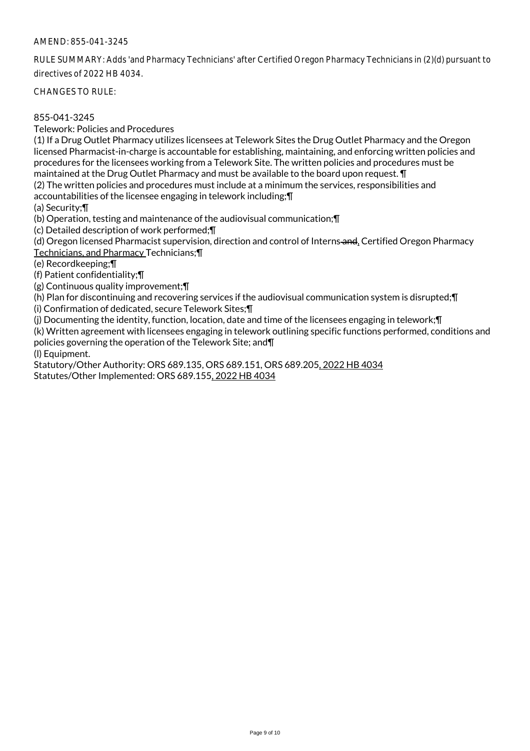AMEND: 855-041-3245

RULE SUMMARY: Adds 'and Pharmacy Technicians' after Certified Oregon Pharmacy Technicians in (2)(d) pursuant to directives of 2022 HB 4034.

CHANGES TO RULE:

855-041-3245
Telework: Policies and Procedures
(1) If a Drug Outlet Pharmacy utilizes licensees at Telework Sites the Drug Outlet Pharmacy and the Oregon licensed Pharmacist-in-charge is accountable for establishing, maintaining, and enforcing written policies and procedures for the licensees working from a Telework Site. The written policies and procedures must be maintained at the Drug Outlet Pharmacy and must be available to the board upon request. ¶
(2) The written policies and procedures must include at a minimum the services, responsibilities and accountabilities of the licensee engaging in telework including;¶
(a) Security;¶
(b) Operation, testing and maintenance of the audiovisual communication;¶
(c) Detailed description of work performed;¶
(d) Oregon licensed Pharmacist supervision, direction and control of Interns ~~and~~, Certified Oregon Pharmacy Technicians, and Pharmacy Technicians;¶
(e) Recordkeeping;¶
(f) Patient confidentiality;¶
(g) Continuous quality improvement;¶
(h) Plan for discontinuing and recovering services if the audiovisual communication system is disrupted;¶
(i) Confirmation of dedicated, secure Telework Sites;¶
(j) Documenting the identity, function, location, date and time of the licensees engaging in telework;¶
(k) Written agreement with licensees engaging in telework outlining specific functions performed, conditions and policies governing the operation of the Telework Site; and¶
(l) Equipment.
Statutory/Other Authority: ORS 689.135, ORS 689.151, ORS 689.205, 2022 HB 4034
Statutes/Other Implemented: ORS 689.155, 2022 HB 4034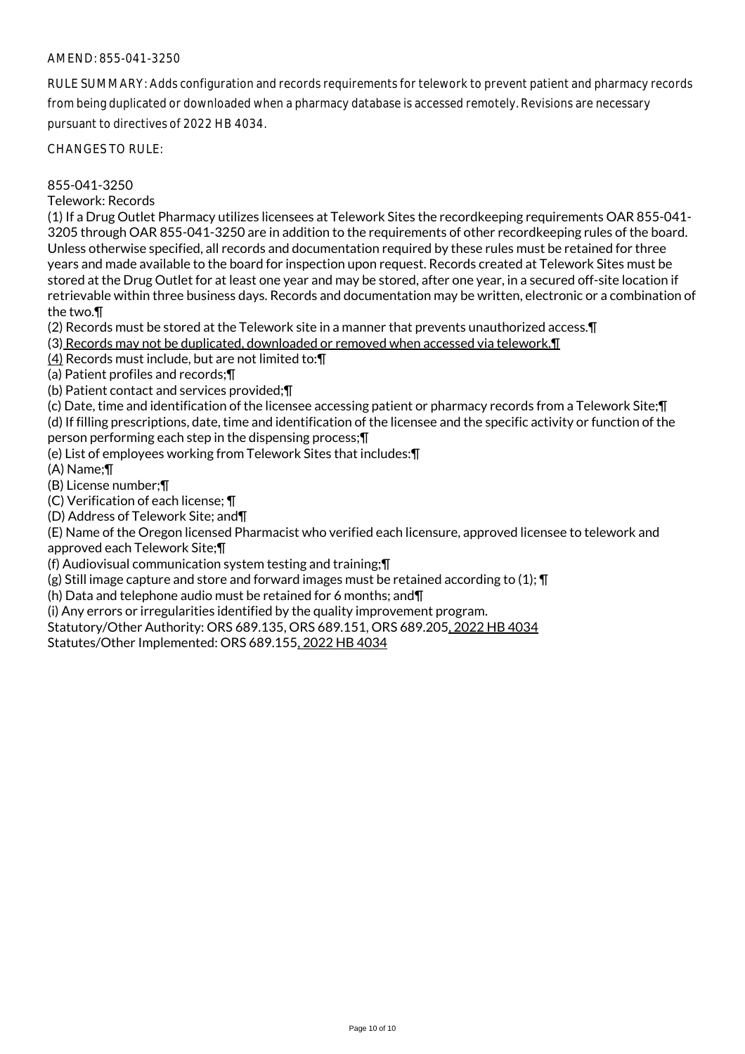AMEND: 855-041-3250

RULE SUMMARY: Adds configuration and records requirements for telework to prevent patient and pharmacy records from being duplicated or downloaded when a pharmacy database is accessed remotely. Revisions are necessary pursuant to directives of 2022 HB 4034.

CHANGES TO RULE:

855-041-3250

Telework: Records

(1) If a Drug Outlet Pharmacy utilizes licensees at Telework Sites the recordkeeping requirements OAR 855-041-3205 through OAR 855-041-3250 are in addition to the requirements of other recordkeeping rules of the board. Unless otherwise specified, all records and documentation required by these rules must be retained for three years and made available to the board for inspection upon request. Records created at Telework Sites must be stored at the Drug Outlet for at least one year and may be stored, after one year, in a secured off-site location if retrievable within three business days. Records and documentation may be written, electronic or a combination of the two.¶

(2) Records must be stored at the Telework site in a manner that prevents unauthorized access.¶

(3) Records may not be duplicated, downloaded or removed when accessed via telework.¶

(4) Records must include, but are not limited to:¶

(a) Patient profiles and records;¶

(b) Patient contact and services provided;¶

(c) Date, time and identification of the licensee accessing patient or pharmacy records from a Telework Site;¶

(d) If filling prescriptions, date, time and identification of the licensee and the specific activity or function of the person performing each step in the dispensing process;¶

(e) List of employees working from Telework Sites that includes:¶

(A) Name;¶

(B) License number;¶

(C) Verification of each license; ¶

(D) Address of Telework Site; and¶

(E) Name of the Oregon licensed Pharmacist who verified each licensure, approved licensee to telework and approved each Telework Site;¶

(f) Audiovisual communication system testing and training;¶

(g) Still image capture and store and forward images must be retained according to (1); ¶

(h) Data and telephone audio must be retained for 6 months; and¶

(i) Any errors or irregularities identified by the quality improvement program.

Statutory/Other Authority: ORS 689.135, ORS 689.151, ORS 689.205, 2022 HB 4034

Statutes/Other Implemented: ORS 689.155, 2022 HB 4034